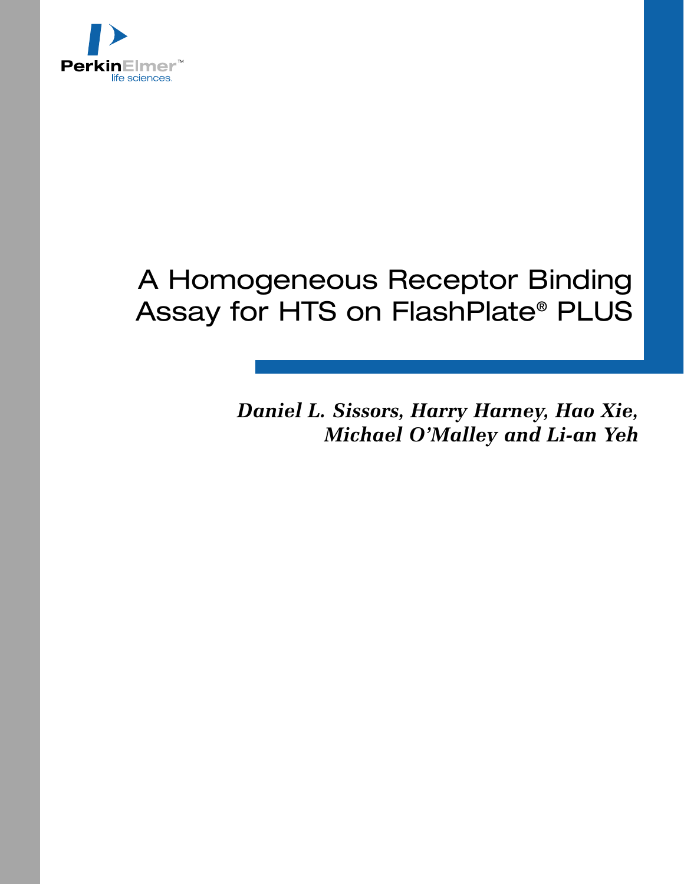PerkinElmer™
life sciences.

# A Homogeneous Receptor Binding Assay for HTS on FlashPlate® PLUS

***Daniel L. Sissors, Harry Harney, Hao Xie, Michael O'Malley and Li-an Yeh***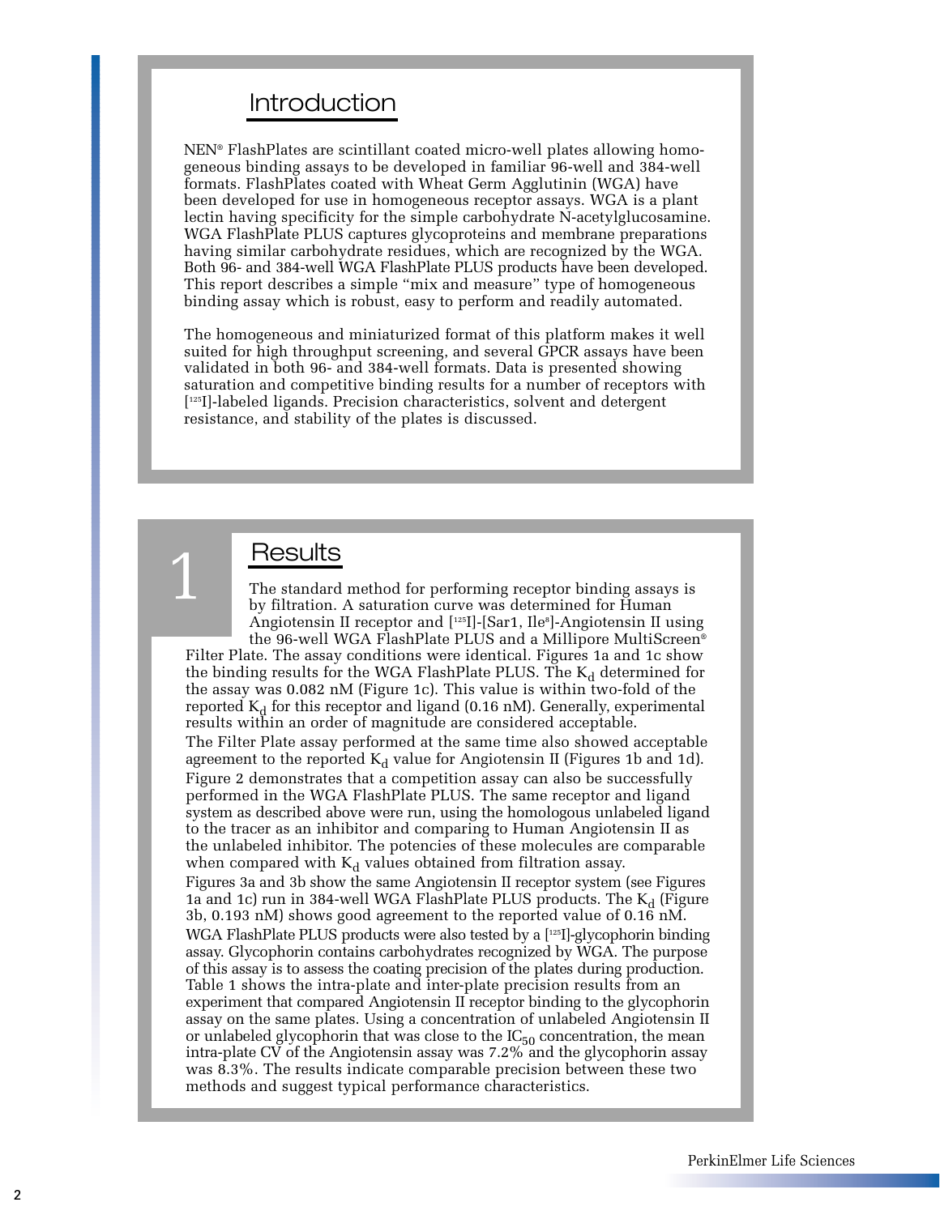## Introduction

NEN® FlashPlates are scintillant coated micro-well plates allowing homogeneous binding assays to be developed in familiar 96-well and 384-well formats. FlashPlates coated with Wheat Germ Agglutinin (WGA) have been developed for use in homogeneous receptor assays. WGA is a plant lectin having specificity for the simple carbohydrate N-acetylglucosamine. WGA FlashPlate PLUS captures glycoproteins and membrane preparations having similar carbohydrate residues, which are recognized by the WGA. Both 96- and 384-well WGA FlashPlate PLUS products have been developed. This report describes a simple "mix and measure" type of homogeneous binding assay which is robust, easy to perform and readily automated.

The homogeneous and miniaturized format of this platform makes it well suited for high throughput screening, and several GPCR assays have been validated in both 96- and 384-well formats. Data is presented showing saturation and competitive binding results for a number of receptors with [$^{125}$I]-labeled ligands. Precision characteristics, solvent and detergent resistance, and stability of the plates is discussed.

## 1 Results

The standard method for performing receptor binding assays is by filtration. A saturation curve was determined for Human Angiotensin II receptor and [$^{125}$I]-[Sar1, Ile$^{8}$]-Angiotensin II using the 96-well WGA FlashPlate PLUS and a Millipore MultiScreen® Filter Plate. The assay conditions were identical. Figures 1a and 1c show the binding results for the WGA FlashPlate PLUS. The $K_d$ determined for the assay was 0.082 nM (Figure 1c). This value is within two-fold of the reported $K_d$ for this receptor and ligand (0.16 nM). Generally, experimental results within an order of magnitude are considered acceptable.

The Filter Plate assay performed at the same time also showed acceptable agreement to the reported $K_d$ value for Angiotensin II (Figures 1b and 1d).

Figure 2 demonstrates that a competition assay can also be successfully performed in the WGA FlashPlate PLUS. The same receptor and ligand system as described above were run, using the homologous unlabeled ligand to the tracer as an inhibitor and comparing to Human Angiotensin II as the unlabeled inhibitor. The potencies of these molecules are comparable when compared with $K_d$ values obtained from filtration assay.

Figures 3a and 3b show the same Angiotensin II receptor system (see Figures 1a and 1c) run in 384-well WGA FlashPlate PLUS products. The $K_d$ (Figure 3b, 0.193 nM) shows good agreement to the reported value of 0.16 nM.

WGA FlashPlate PLUS products were also tested by a [$^{125}$I]-glycophorin binding assay. Glycophorin contains carbohydrates recognized by WGA. The purpose of this assay is to assess the coating precision of the plates during production. Table 1 shows the intra-plate and inter-plate precision results from an experiment that compared Angiotensin II receptor binding to the glycophorin assay on the same plates. Using a concentration of unlabeled Angiotensin II or unlabeled glycophorin that was close to the $IC_{50}$ concentration, the mean intra-plate CV of the Angiotensin assay was 7.2% and the glycophorin assay was 8.3%. The results indicate comparable precision between these two methods and suggest typical performance characteristics.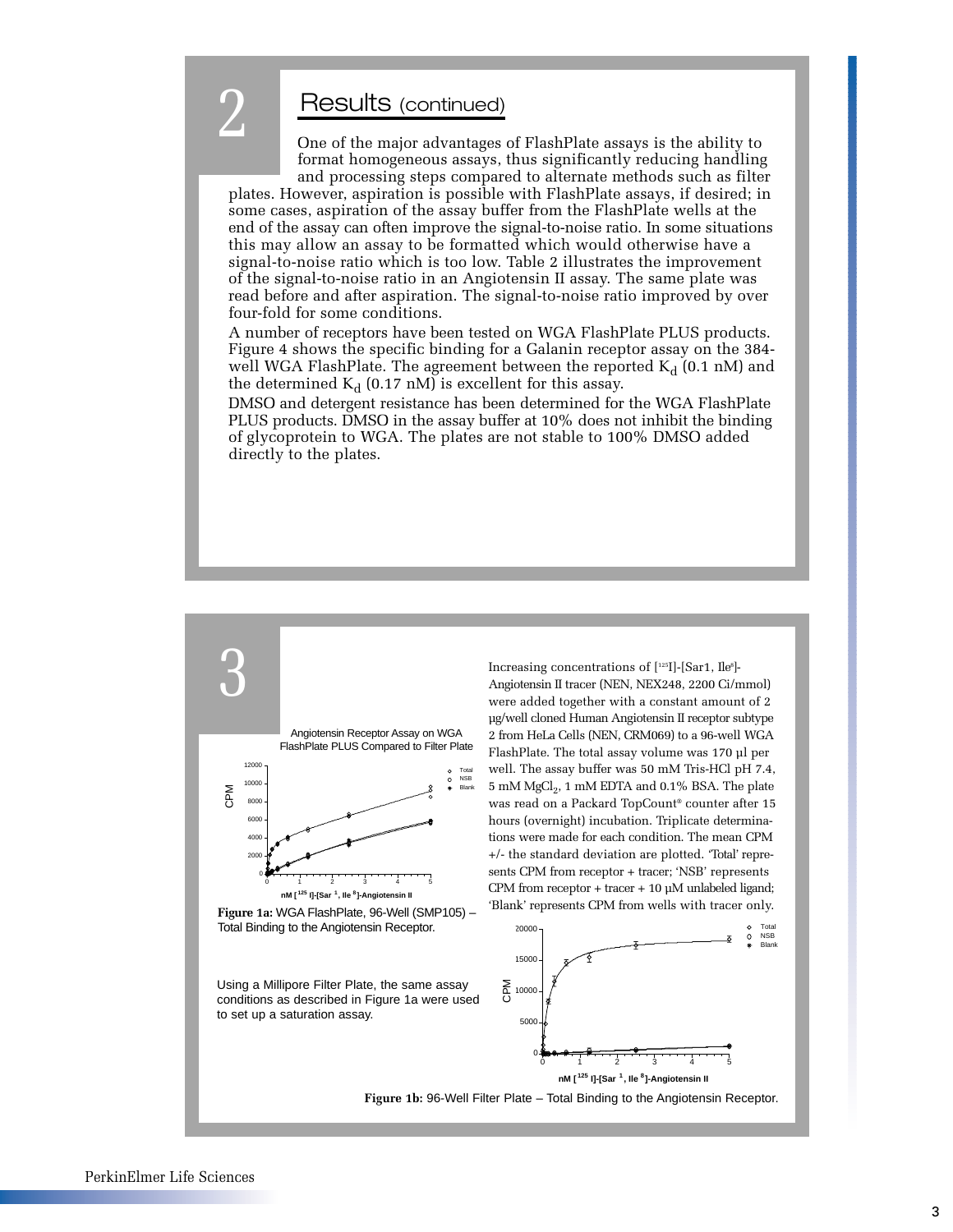## 2

## Results (continued)

One of the major advantages of FlashPlate assays is the ability to format homogeneous assays, thus significantly reducing handling and processing steps compared to alternate methods such as filter plates. However, aspiration is possible with FlashPlate assays, if desired; in some cases, aspiration of the assay buffer from the FlashPlate wells at the end of the assay can often improve the signal-to-noise ratio. In some situations this may allow an assay to be formatted which would otherwise have a signal-to-noise ratio which is too low. Table 2 illustrates the improvement of the signal-to-noise ratio in an Angiotensin II assay. The same plate was read before and after aspiration. The signal-to-noise ratio improved by over four-fold for some conditions.

A number of receptors have been tested on WGA FlashPlate PLUS products. Figure 4 shows the specific binding for a Galanin receptor assay on the 384-well WGA FlashPlate. The agreement between the reported $K_d$ (0.1 nM) and the determined $K_d$ (0.17 nM) is excellent for this assay.

DMSO and detergent resistance has been determined for the WGA FlashPlate PLUS products. DMSO in the assay buffer at 10% does not inhibit the binding of glycoprotein to WGA. The plates are not stable to 100% DMSO added directly to the plates.

## 3

Angiotensin Receptor Assay on WGA FlashPlate PLUS Compared to Filter Plate

**Figure 1a:** WGA FlashPlate, 96-Well (SMP105) – Total Binding to the Angiotensin Receptor.

Increasing concentrations of [[125]I]-[Sar1, Ile[8]]-Angiotensin II tracer (NEN, NEX248, 2200 Ci/mmol) were added together with a constant amount of 2 µg/well cloned Human Angiotensin II receptor subtype 2 from HeLa Cells (NEN, CRM069) to a 96-well WGA FlashPlate. The total assay volume was 170 µl per well. The assay buffer was 50 mM Tris-HCl pH 7.4, 5 mM $MgCl_2$, 1 mM EDTA and 0.1% BSA. The plate was read on a Packard TopCount® counter after 15 hours (overnight) incubation. Triplicate determinations were made for each condition. The mean CPM +/- the standard deviation are plotted. 'Total' represents CPM from receptor + tracer; 'NSB' represents CPM from receptor + tracer + 10 µM unlabeled ligand; 'Blank' represents CPM from wells with tracer only.

Using a Millipore Filter Plate, the same assay conditions as described in Figure 1a were used to set up a saturation assay.

**Figure 1b:** 96-Well Filter Plate – Total Binding to the Angiotensin Receptor.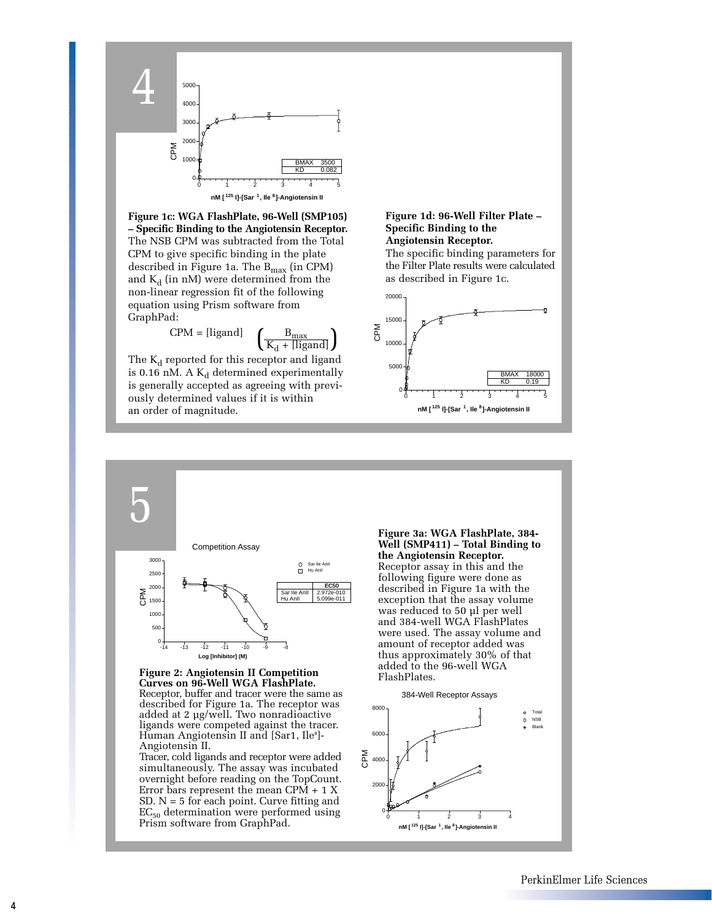Figure 1c: WGA FlashPlate, 96-Well (SMP105) – Specific Binding to the Angiotensin Receptor.

| BMAX | 3500 |
| --- | --- |
| KD | 0.082 |

**Figure 1c: WGA FlashPlate, 96-Well (SMP105) – Specific Binding to the Angiotensin Receptor.** The NSB CPM was subtracted from the Total CPM to give specific binding in the plate described in Figure 1a. The $B_{max}$ (in CPM) and $K_d$ (in nM) were determined from the non-linear regression fit of the following equation using Prism software from GraphPad:

$$CPM = [ligand] \left( \frac{B_{max}}{K_d + [ligand]} \right)$$

The $K_d$ reported for this receptor and ligand is 0.16 nM. A $K_d$ determined experimentally is generally accepted as agreeing with previously determined values if it is within an order of magnitude.

**Figure 1d: 96-Well Filter Plate – Specific Binding to the Angiotensin Receptor.**
The specific binding parameters for the Filter Plate results were calculated as described in Figure 1c.

| BMAX | 18000 |
| --- | --- |
| KD | 0.19 |

Competition Assay

| | EC50 |
| --- | --- |
| Sar Ile AnII | 2.972e-010 |
| Hu AnII | 5.099e-011 |

**Figure 2: Angiotensin II Competition Curves on 96-Well WGA FlashPlate.**
Receptor, buffer and tracer were the same as described for Figure 1a. The receptor was added at 2 µg/well. Two nonradioactive ligands were competed against the tracer. Human Angiotensin II and [Sar1, Ile[8]]-Angiotensin II.
Tracer, cold ligands and receptor were added simultaneously. The assay was incubated overnight before reading on the TopCount. Error bars represent the mean CPM + 1 X SD. N = 5 for each point. Curve fitting and $EC_{50}$ determination were performed using Prism software from GraphPad.

**Figure 3a: WGA FlashPlate, 384-Well (SMP411) – Total Binding to the Angiotensin Receptor.**
Receptor assay in this and the following figure were done as described in Figure 1a with the exception that the assay volume was reduced to 50 µl per well and 384-well WGA FlashPlates were used. The assay volume and amount of receptor added was thus approximately 30% of that added to the 96-well WGA FlashPlates.

384-Well Receptor Assays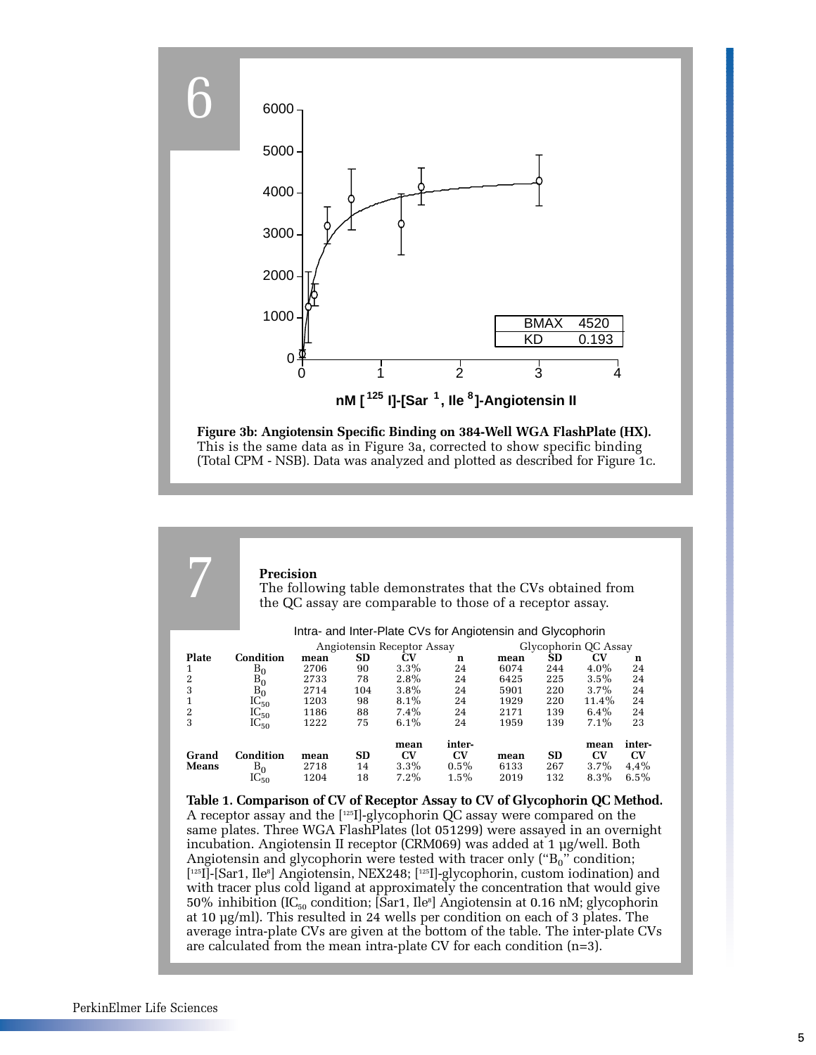# 6

Figure 3b: **Angiotensin Specific Binding on 384-Well WGA FlashPlate (HX).** This is the same data as in Figure 3a, corrected to show specific binding (Total CPM - NSB). Data was analyzed and plotted as described for Figure 1c.

# 7

### Precision

The following table demonstrates that the CVs obtained from the QC assay are comparable to those of a receptor assay.

Intra- and Inter-Plate CVs for Angiotensin and Glycophorin

| | | Angiotensin Receptor Assay | | | | Glycophorin QC Assay | | | |
|---|---|---|---|---|---|---|---|---|---|
| **Plate** | **Condition** | **mean** | **SD** | **CV** | **n** | **mean** | **SD** | **CV** | **n** |
| 1 | $B_0$ | 2706 | 90 | 3.3% | 24 | 6074 | 244 | 4.0% | 24 |
| 2 | $B_0$ | 2733 | 78 | 2.8% | 24 | 6425 | 225 | 3.5% | 24 |
| 3 | $B_0$ | 2714 | 104 | 3.8% | 24 | 5901 | 220 | 3.7% | 24 |
| 1 | $IC_{50}$ | 1203 | 98 | 8.1% | 24 | 1929 | 220 | 11.4% | 24 |
| 2 | $IC_{50}$ | 1186 | 88 | 7.4% | 24 | 2171 | 139 | 6.4% | 24 |
| 3 | $IC_{50}$ | 1222 | 75 | 6.1% | 24 | 1959 | 139 | 7.1% | 23 |
| **Grand Means** | **Condition** | **mean** | **SD** | **mean CV** | **inter-CV** | **mean** | **SD** | **mean CV** | **inter-CV** |
| | $B_0$ | 2718 | 14 | 3.3% | 0.5% | 6133 | 267 | 3.7% | 4,4% |
| | $IC_{50}$ | 1204 | 18 | 7.2% | 1.5% | 2019 | 132 | 8.3% | 6.5% |

**Table 1. Comparison of CV of Receptor Assay to CV of Glycophorin QC Method.** A receptor assay and the [$^{125}$I]-glycophorin QC assay were compared on the same plates. Three WGA FlashPlates (lot 051299) were assayed in an overnight incubation. Angiotensin II receptor (CRM069) was added at 1 µg/well. Both Angiotensin and glycophorin were tested with tracer only ("$B_0$" condition; [$^{125}$I]-[Sar1, Ile$^8$] Angiotensin, NEX248; [$^{125}$I]-glycophorin, custom iodination) and with tracer plus cold ligand at approximately the concentration that would give 50% inhibition ($IC_{50}$ condition; [Sar1, Ile$^8$] Angiotensin at 0.16 nM; glycophorin at 10 µg/ml). This resulted in 24 wells per condition on each of 3 plates. The average intra-plate CVs are given at the bottom of the table. The inter-plate CVs are calculated from the mean intra-plate CV for each condition (n=3).

PerkinElmer Life Sciences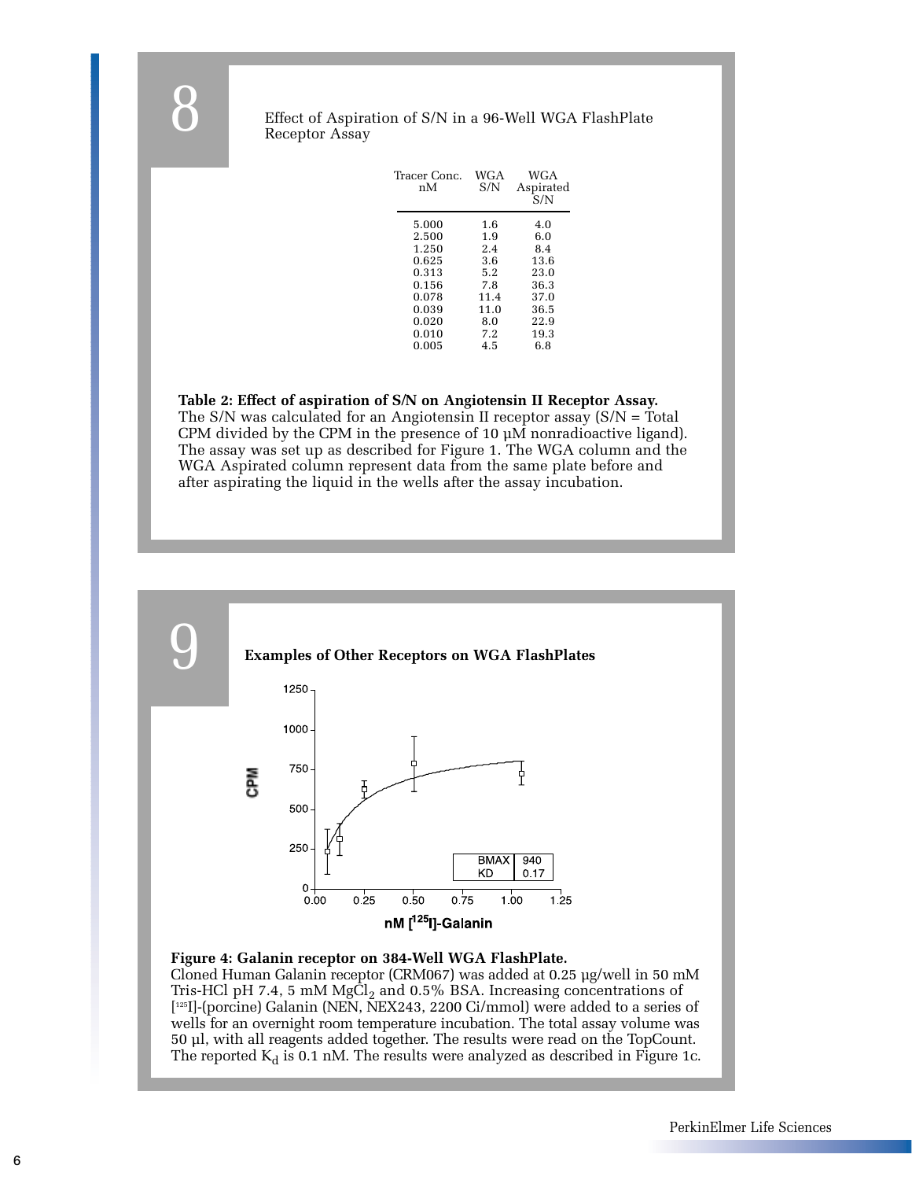## 8

Effect of Aspiration of S/N in a 96-Well WGA FlashPlate Receptor Assay

| Tracer Conc. nM | WGA S/N | WGA Aspirated S/N |
|---|---|---|
| 5.000 | 1.6 | 4.0 |
| 2.500 | 1.9 | 6.0 |
| 1.250 | 2.4 | 8.4 |
| 0.625 | 3.6 | 13.6 |
| 0.313 | 5.2 | 23.0 |
| 0.156 | 7.8 | 36.3 |
| 0.078 | 11.4 | 37.0 |
| 0.039 | 11.0 | 36.5 |
| 0.020 | 8.0 | 22.9 |
| 0.010 | 7.2 | 19.3 |
| 0.005 | 4.5 | 6.8 |

**Table 2: Effect of aspiration of S/N on Angiotensin II Receptor Assay.** The S/N was calculated for an Angiotensin II receptor assay (S/N = Total CPM divided by the CPM in the presence of 10 µM nonradioactive ligand). The assay was set up as described for Figure 1. The WGA column and the WGA Aspirated column represent data from the same plate before and after aspirating the liquid in the wells after the assay incubation.

## 9

**Examples of Other Receptors on WGA FlashPlates**

| BMAX | 940 |
|---|---|
| KD | 0.17 |

**Figure 4: Galanin receptor on 384-Well WGA FlashPlate.** Cloned Human Galanin receptor (CRM067) was added at 0.25 µg/well in 50 mM Tris-HCl pH 7.4, 5 mM $MgCl_2$ and 0.5% BSA. Increasing concentrations of [$^{125}$I]-(porcine) Galanin (NEN, NEX243, 2200 Ci/mmol) were added to a series of wells for an overnight room temperature incubation. The total assay volume was 50 µl, with all reagents added together. The results were read on the TopCount. The reported $K_d$ is 0.1 nM. The results were analyzed as described in Figure 1c.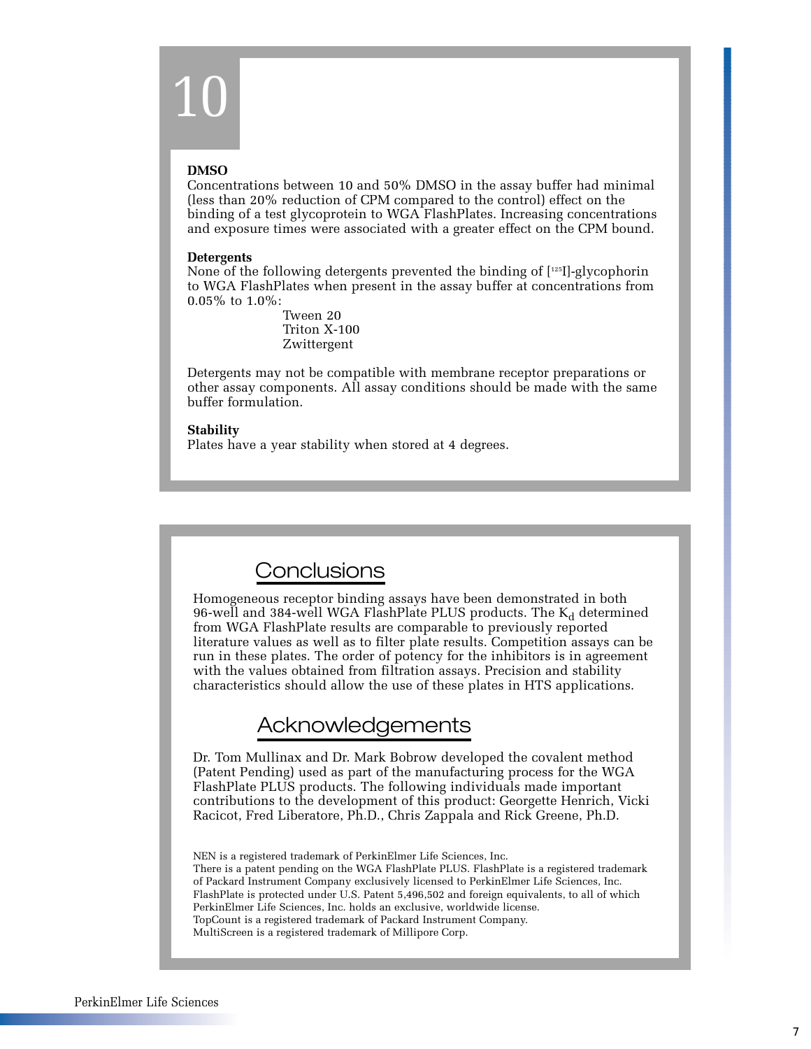# 10

**DMSO**

Concentrations between 10 and 50% DMSO in the assay buffer had minimal (less than 20% reduction of CPM compared to the control) effect on the binding of a test glycoprotein to WGA FlashPlates. Increasing concentrations and exposure times were associated with a greater effect on the CPM bound.

**Detergents**

None of the following detergents prevented the binding of [$^{125}$I]-glycophorin to WGA FlashPlates when present in the assay buffer at concentrations from 0.05% to 1.0%:

- Tween 20
- Triton X-100
- Zwittergent

Detergents may not be compatible with membrane receptor preparations or other assay components. All assay conditions should be made with the same buffer formulation.

**Stability**

Plates have a year stability when stored at 4 degrees.

## Conclusions

Homogeneous receptor binding assays have been demonstrated in both 96-well and 384-well WGA FlashPlate PLUS products. The $K_d$ determined from WGA FlashPlate results are comparable to previously reported literature values as well as to filter plate results. Competition assays can be run in these plates. The order of potency for the inhibitors is in agreement with the values obtained from filtration assays. Precision and stability characteristics should allow the use of these plates in HTS applications.

## Acknowledgements

Dr. Tom Mullinax and Dr. Mark Bobrow developed the covalent method (Patent Pending) used as part of the manufacturing process for the WGA FlashPlate PLUS products. The following individuals made important contributions to the development of this product: Georgette Henrich, Vicki Racicot, Fred Liberatore, Ph.D., Chris Zappala and Rick Greene, Ph.D.

NEN is a registered trademark of PerkinElmer Life Sciences, Inc.
There is a patent pending on the WGA FlashPlate PLUS. FlashPlate is a registered trademark of Packard Instrument Company exclusively licensed to PerkinElmer Life Sciences, Inc.
FlashPlate is protected under U.S. Patent 5,496,502 and foreign equivalents, to all of which PerkinElmer Life Sciences, Inc. holds an exclusive, worldwide license.
TopCount is a registered trademark of Packard Instrument Company.
MultiScreen is a registered trademark of Millipore Corp.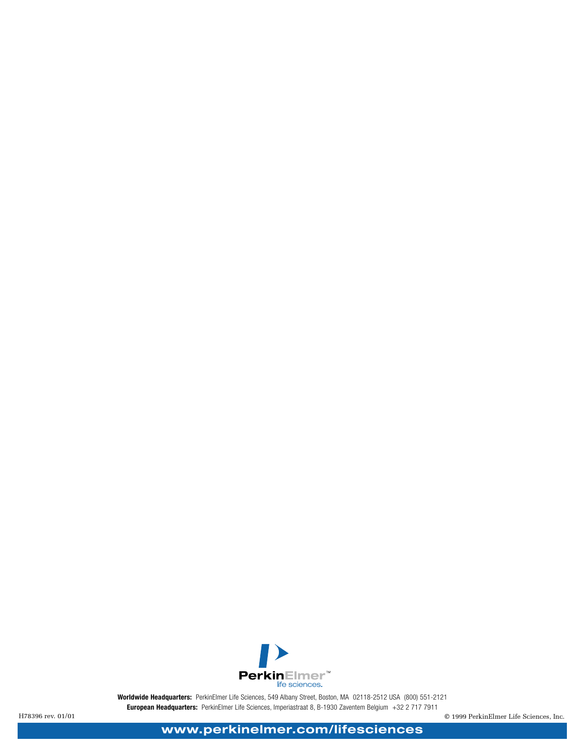PerkinElmer™
life sciences.

**Worldwide Headquarters:** PerkinElmer Life Sciences, 549 Albany Street, Boston, MA 02118-2512 USA (800) 551-2121

**European Headquarters:** PerkinElmer Life Sciences, Imperiastraat 8, B-1930 Zaventem Belgium +32 2 717 7911

H78396 rev. 01/01

© 1999 PerkinElmer Life Sciences, Inc.

**www.perkinelmer.com/lifesciences**